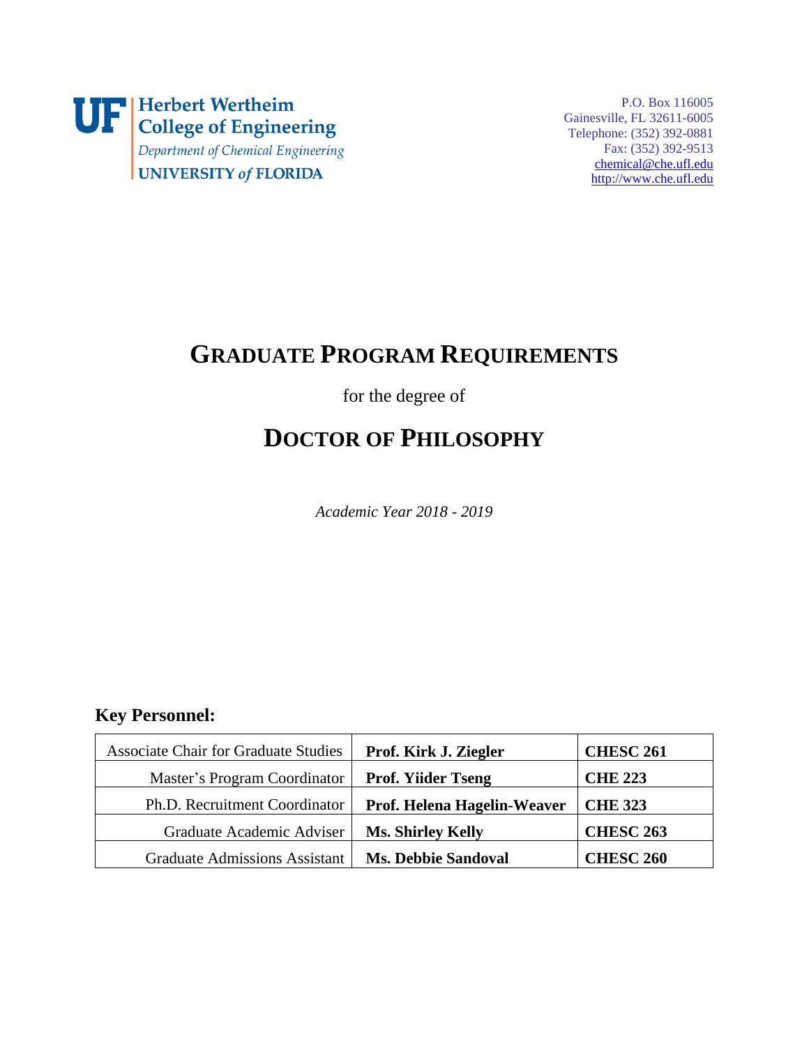UF Herbert Wertheim College of Engineering
*Department of Chemical Engineering*
UNIVERSITY *of* FLORIDA

P.O. Box 116005
Gainesville, FL 32611-6005
Telephone: (352) 392-0881
Fax: (352) 392-9513
chemical@che.ufl.edu
http://www.che.ufl.edu

# GRADUATE PROGRAM REQUIREMENTS

for the degree of

# DOCTOR OF PHILOSOPHY

*Academic Year 2018 - 2019*

## Key Personnel:

| Role | Name | Office |
|---|---|---|
| Associate Chair for Graduate Studies | **Prof. Kirk J. Ziegler** | **CHESC 261** |
| Master's Program Coordinator | **Prof. Yiider Tseng** | **CHE 223** |
| Ph.D. Recruitment Coordinator | **Prof. Helena Hagelin-Weaver** | **CHE 323** |
| Graduate Academic Adviser | **Ms. Shirley Kelly** | **CHESC 263** |
| Graduate Admissions Assistant | **Ms. Debbie Sandoval** | **CHESC 260** |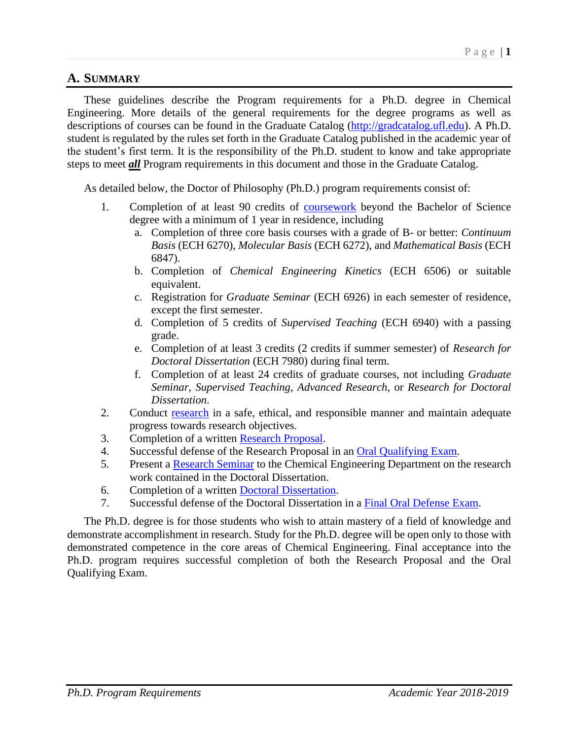## A. Summary

These guidelines describe the Program requirements for a Ph.D. degree in Chemical Engineering. More details of the general requirements for the degree programs as well as descriptions of courses can be found in the Graduate Catalog (http://gradcatalog.ufl.edu). A Ph.D. student is regulated by the rules set forth in the Graduate Catalog published in the academic year of the student's first term. It is the responsibility of the Ph.D. student to know and take appropriate steps to meet ***all*** Program requirements in this document and those in the Graduate Catalog.

As detailed below, the Doctor of Philosophy (Ph.D.) program requirements consist of:

1. Completion of at least 90 credits of coursework beyond the Bachelor of Science degree with a minimum of 1 year in residence, including
   a. Completion of three core basis courses with a grade of B- or better: *Continuum Basis* (ECH 6270), *Molecular Basis* (ECH 6272), and *Mathematical Basis* (ECH 6847).
   b. Completion of *Chemical Engineering Kinetics* (ECH 6506) or suitable equivalent.
   c. Registration for *Graduate Seminar* (ECH 6926) in each semester of residence, except the first semester.
   d. Completion of 5 credits of *Supervised Teaching* (ECH 6940) with a passing grade.
   e. Completion of at least 3 credits (2 credits if summer semester) of *Research for Doctoral Dissertation* (ECH 7980) during final term.
   f. Completion of at least 24 credits of graduate courses, not including *Graduate Seminar*, *Supervised Teaching*, *Advanced Research*, or *Research for Doctoral Dissertation*.
2. Conduct research in a safe, ethical, and responsible manner and maintain adequate progress towards research objectives.
3. Completion of a written Research Proposal.
4. Successful defense of the Research Proposal in an Oral Qualifying Exam.
5. Present a Research Seminar to the Chemical Engineering Department on the research work contained in the Doctoral Dissertation.
6. Completion of a written Doctoral Dissertation.
7. Successful defense of the Doctoral Dissertation in a Final Oral Defense Exam.

The Ph.D. degree is for those students who wish to attain mastery of a field of knowledge and demonstrate accomplishment in research. Study for the Ph.D. degree will be open only to those with demonstrated competence in the core areas of Chemical Engineering. Final acceptance into the Ph.D. program requires successful completion of both the Research Proposal and the Oral Qualifying Exam.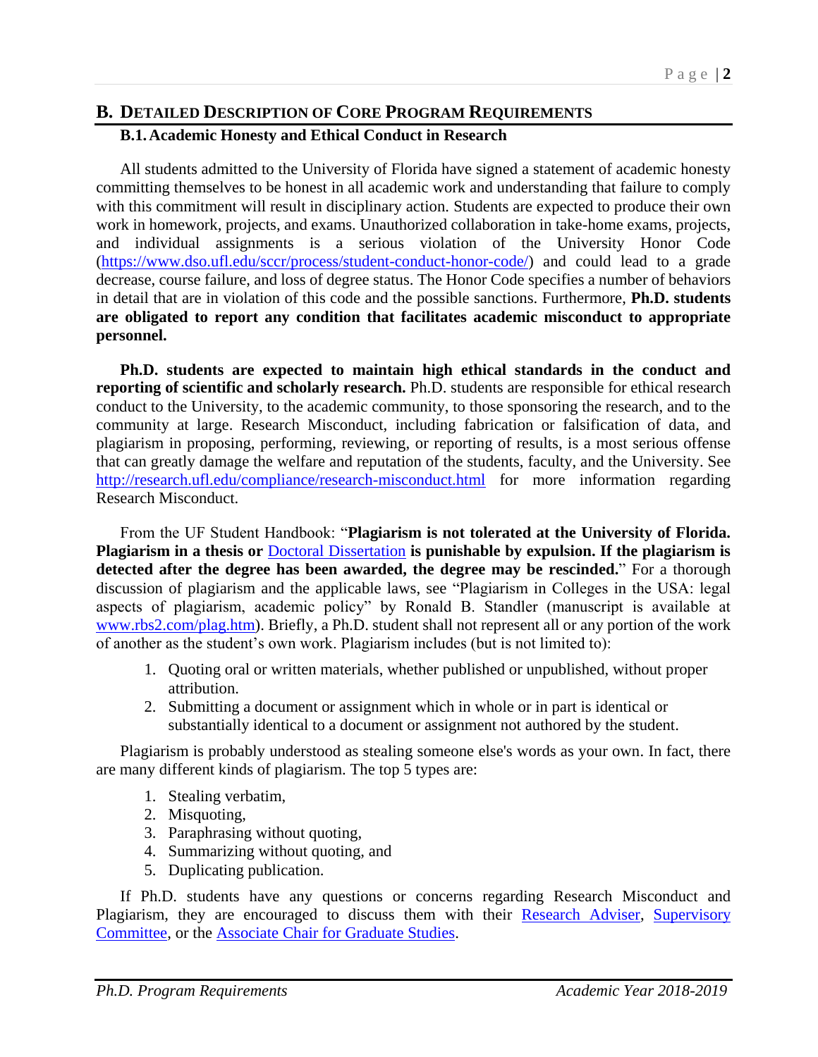## B. Detailed Description of Core Program Requirements

### B.1. Academic Honesty and Ethical Conduct in Research

All students admitted to the University of Florida have signed a statement of academic honesty committing themselves to be honest in all academic work and understanding that failure to comply with this commitment will result in disciplinary action. Students are expected to produce their own work in homework, projects, and exams. Unauthorized collaboration in take-home exams, projects, and individual assignments is a serious violation of the University Honor Code (https://www.dso.ufl.edu/sccr/process/student-conduct-honor-code/) and could lead to a grade decrease, course failure, and loss of degree status. The Honor Code specifies a number of behaviors in detail that are in violation of this code and the possible sanctions. Furthermore, **Ph.D. students are obligated to report any condition that facilitates academic misconduct to appropriate personnel.**

**Ph.D. students are expected to maintain high ethical standards in the conduct and reporting of scientific and scholarly research.** Ph.D. students are responsible for ethical research conduct to the University, to the academic community, to those sponsoring the research, and to the community at large. Research Misconduct, including fabrication or falsification of data, and plagiarism in proposing, performing, reviewing, or reporting of results, is a most serious offense that can greatly damage the welfare and reputation of the students, faculty, and the University. See http://research.ufl.edu/compliance/research-misconduct.html for more information regarding Research Misconduct.

From the UF Student Handbook: "**Plagiarism is not tolerated at the University of Florida. Plagiarism in a thesis or** Doctoral Dissertation **is punishable by expulsion. If the plagiarism is detected after the degree has been awarded, the degree may be rescinded.**" For a thorough discussion of plagiarism and the applicable laws, see "Plagiarism in Colleges in the USA: legal aspects of plagiarism, academic policy" by Ronald B. Standler (manuscript is available at www.rbs2.com/plag.htm). Briefly, a Ph.D. student shall not represent all or any portion of the work of another as the student's own work. Plagiarism includes (but is not limited to):

1. Quoting oral or written materials, whether published or unpublished, without proper attribution.
2. Submitting a document or assignment which in whole or in part is identical or substantially identical to a document or assignment not authored by the student.

Plagiarism is probably understood as stealing someone else's words as your own. In fact, there are many different kinds of plagiarism. The top 5 types are:

1. Stealing verbatim,
2. Misquoting,
3. Paraphrasing without quoting,
4. Summarizing without quoting, and
5. Duplicating publication.

If Ph.D. students have any questions or concerns regarding Research Misconduct and Plagiarism, they are encouraged to discuss them with their Research Adviser, Supervisory Committee, or the Associate Chair for Graduate Studies.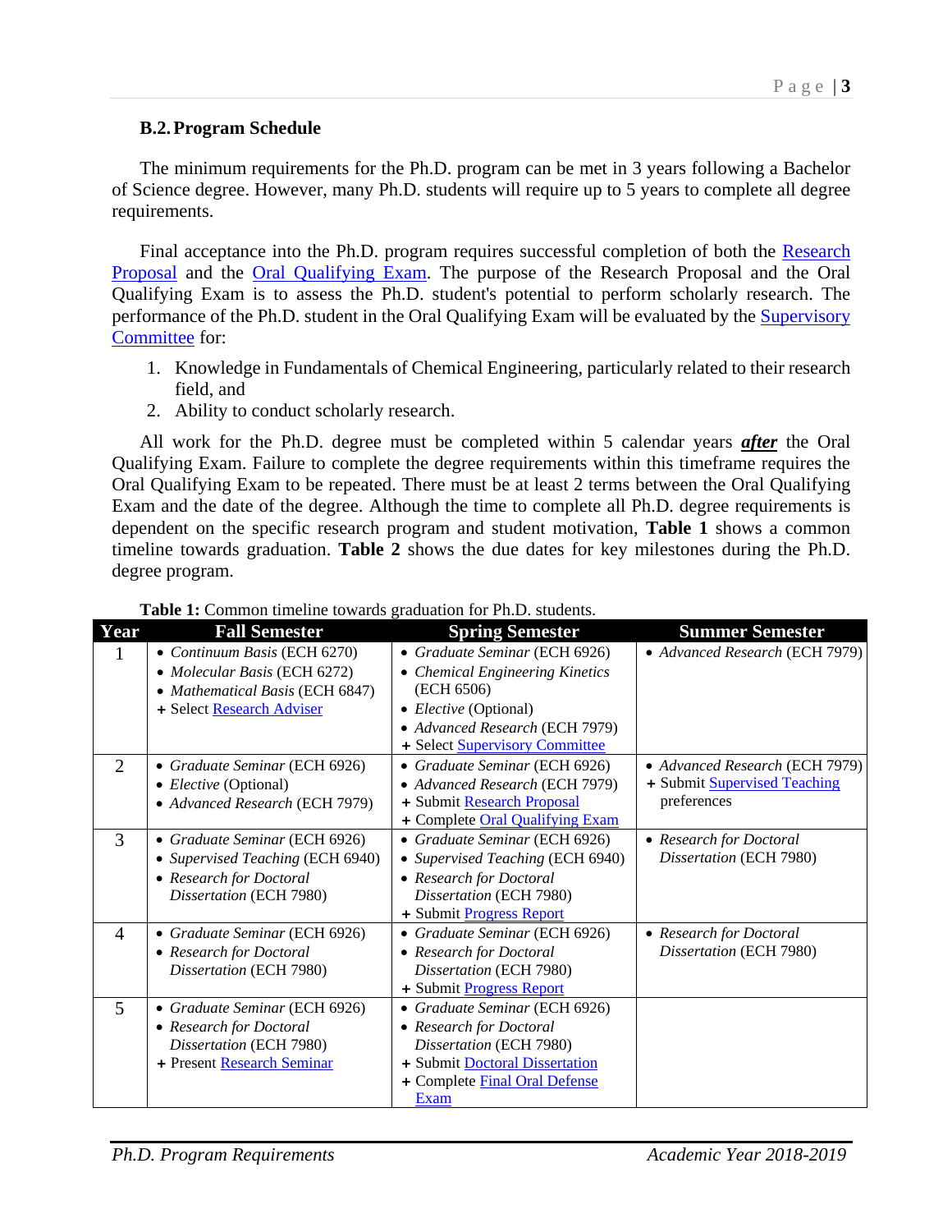### B.2. Program Schedule

The minimum requirements for the Ph.D. program can be met in 3 years following a Bachelor of Science degree. However, many Ph.D. students will require up to 5 years to complete all degree requirements.

Final acceptance into the Ph.D. program requires successful completion of both the Research Proposal and the Oral Qualifying Exam. The purpose of the Research Proposal and the Oral Qualifying Exam is to assess the Ph.D. student's potential to perform scholarly research. The performance of the Ph.D. student in the Oral Qualifying Exam will be evaluated by the Supervisory Committee for:

1. Knowledge in Fundamentals of Chemical Engineering, particularly related to their research field, and
2. Ability to conduct scholarly research.

All work for the Ph.D. degree must be completed within 5 calendar years ***after*** the Oral Qualifying Exam. Failure to complete the degree requirements within this timeframe requires the Oral Qualifying Exam to be repeated. There must be at least 2 terms between the Oral Qualifying Exam and the date of the degree. Although the time to complete all Ph.D. degree requirements is dependent on the specific research program and student motivation, **Table 1** shows a common timeline towards graduation. **Table 2** shows the due dates for key milestones during the Ph.D. degree program.

**Table 1:** Common timeline towards graduation for Ph.D. students.

| Year | Fall Semester | Spring Semester | Summer Semester |
|---|---|---|---|
| 1 | • *Continuum Basis* (ECH 6270)<br>• *Molecular Basis* (ECH 6272)<br>• *Mathematical Basis* (ECH 6847)<br>+ Select Research Adviser | • *Graduate Seminar* (ECH 6926)<br>• *Chemical Engineering Kinetics* (ECH 6506)<br>• *Elective* (Optional)<br>• *Advanced Research* (ECH 7979)<br>+ Select Supervisory Committee | • *Advanced Research* (ECH 7979) |
| 2 | • *Graduate Seminar* (ECH 6926)<br>• *Elective* (Optional)<br>• *Advanced Research* (ECH 7979) | • *Graduate Seminar* (ECH 6926)<br>• *Advanced Research* (ECH 7979)<br>+ Submit Research Proposal<br>+ Complete Oral Qualifying Exam | • *Advanced Research* (ECH 7979)<br>+ Submit Supervised Teaching preferences |
| 3 | • *Graduate Seminar* (ECH 6926)<br>• *Supervised Teaching* (ECH 6940)<br>• *Research for Doctoral Dissertation* (ECH 7980) | • *Graduate Seminar* (ECH 6926)<br>• *Supervised Teaching* (ECH 6940)<br>• *Research for Doctoral Dissertation* (ECH 7980)<br>+ Submit Progress Report | • *Research for Doctoral Dissertation* (ECH 7980) |
| 4 | • *Graduate Seminar* (ECH 6926)<br>• *Research for Doctoral Dissertation* (ECH 7980) | • *Graduate Seminar* (ECH 6926)<br>• *Research for Doctoral Dissertation* (ECH 7980)<br>+ Submit Progress Report | • *Research for Doctoral Dissertation* (ECH 7980) |
| 5 | • *Graduate Seminar* (ECH 6926)<br>• *Research for Doctoral Dissertation* (ECH 7980)<br>+ Present Research Seminar | • *Graduate Seminar* (ECH 6926)<br>• *Research for Doctoral Dissertation* (ECH 7980)<br>+ Submit Doctoral Dissertation<br>+ Complete Final Oral Defense Exam | |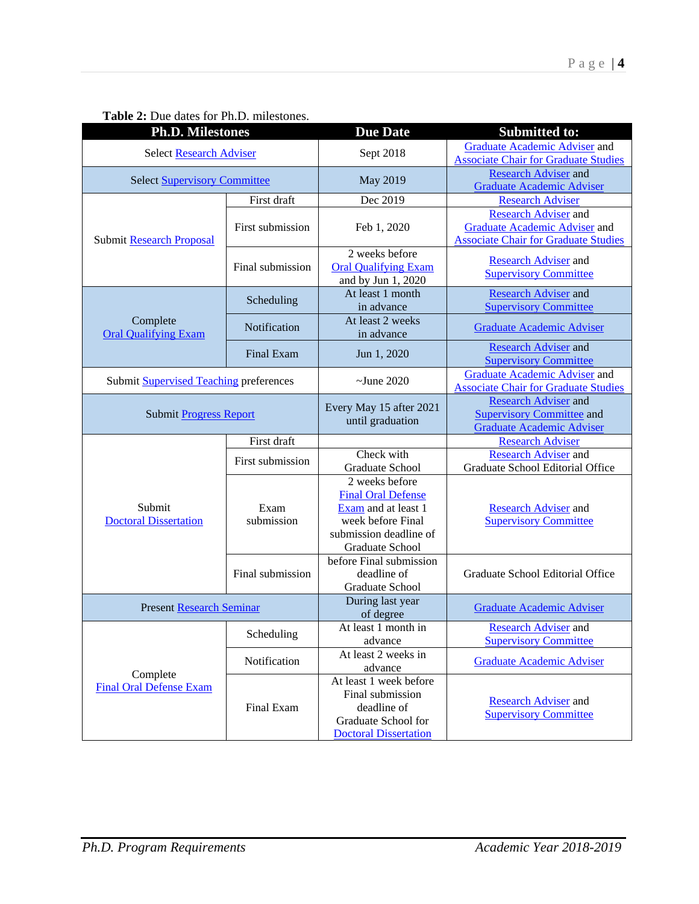**Table 2:** Due dates for Ph.D. milestones.

| Ph.D. Milestones | | Due Date | Submitted to: |
|---|---|---|---|
| Select Research Adviser | | Sept 2018 | Graduate Academic Adviser and Associate Chair for Graduate Studies |
| Select Supervisory Committee | | May 2019 | Research Adviser and Graduate Academic Adviser |
| Submit Research Proposal | First draft | Dec 2019 | Research Adviser |
| | First submission | Feb 1, 2020 | Research Adviser and Graduate Academic Adviser and Associate Chair for Graduate Studies |
| | Final submission | 2 weeks before Oral Qualifying Exam and by Jun 1, 2020 | Research Adviser and Supervisory Committee |
| Complete Oral Qualifying Exam | Scheduling | At least 1 month in advance | Research Adviser and Supervisory Committee |
| | Notification | At least 2 weeks in advance | Graduate Academic Adviser |
| | Final Exam | Jun 1, 2020 | Research Adviser and Supervisory Committee |
| Submit Supervised Teaching preferences | | ~June 2020 | Graduate Academic Adviser and Associate Chair for Graduate Studies |
| Submit Progress Report | | Every May 15 after 2021 until graduation | Research Adviser and Supervisory Committee and Graduate Academic Adviser |
| Submit Doctoral Dissertation | First draft | | Research Adviser |
| | First submission | Check with Graduate School | Research Adviser and Graduate School Editorial Office |
| | Exam submission | 2 weeks before Final Oral Defense Exam and at least 1 week before Final submission deadline of Graduate School | Research Adviser and Supervisory Committee |
| | Final submission | before Final submission deadline of Graduate School | Graduate School Editorial Office |
| Present Research Seminar | | During last year of degree | Graduate Academic Adviser |
| Complete Final Oral Defense Exam | Scheduling | At least 1 month in advance | Research Adviser and Supervisory Committee |
| | Notification | At least 2 weeks in advance | Graduate Academic Adviser |
| | Final Exam | At least 1 week before Final submission deadline of Graduate School for Doctoral Dissertation | Research Adviser and Supervisory Committee |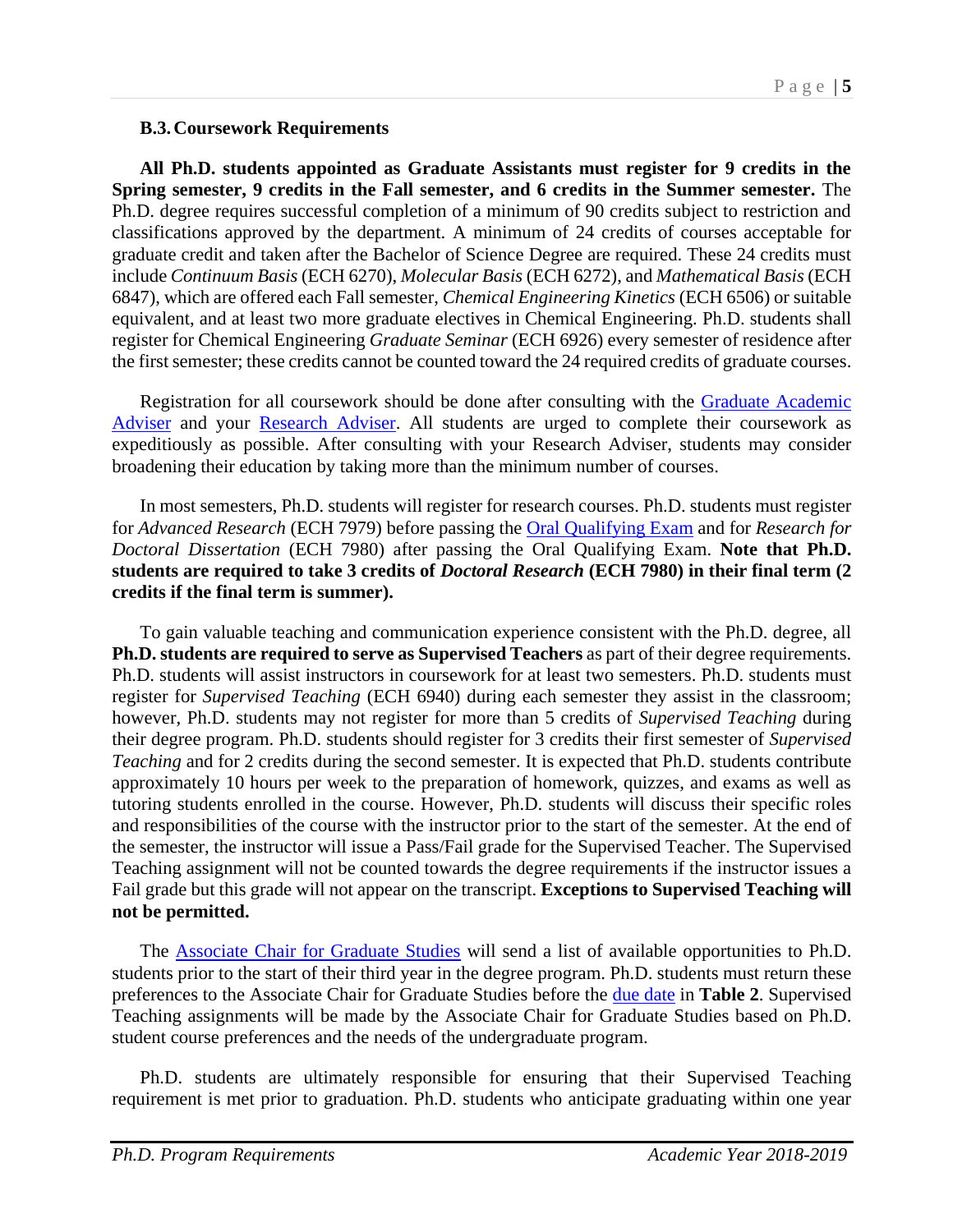### B.3. Coursework Requirements

**All Ph.D. students appointed as Graduate Assistants must register for 9 credits in the Spring semester, 9 credits in the Fall semester, and 6 credits in the Summer semester.** The Ph.D. degree requires successful completion of a minimum of 90 credits subject to restriction and classifications approved by the department. A minimum of 24 credits of courses acceptable for graduate credit and taken after the Bachelor of Science Degree are required. These 24 credits must include *Continuum Basis* (ECH 6270), *Molecular Basis* (ECH 6272), and *Mathematical Basis* (ECH 6847), which are offered each Fall semester, *Chemical Engineering Kinetics* (ECH 6506) or suitable equivalent, and at least two more graduate electives in Chemical Engineering. Ph.D. students shall register for Chemical Engineering *Graduate Seminar* (ECH 6926) every semester of residence after the first semester; these credits cannot be counted toward the 24 required credits of graduate courses.

Registration for all coursework should be done after consulting with the Graduate Academic Adviser and your Research Adviser. All students are urged to complete their coursework as expeditiously as possible. After consulting with your Research Adviser, students may consider broadening their education by taking more than the minimum number of courses.

In most semesters, Ph.D. students will register for research courses. Ph.D. students must register for *Advanced Research* (ECH 7979) before passing the Oral Qualifying Exam and for *Research for Doctoral Dissertation* (ECH 7980) after passing the Oral Qualifying Exam. **Note that Ph.D. students are required to take 3 credits of *Doctoral Research* (ECH 7980) in their final term (2 credits if the final term is summer).**

To gain valuable teaching and communication experience consistent with the Ph.D. degree, all **Ph.D. students are required to serve as Supervised Teachers** as part of their degree requirements. Ph.D. students will assist instructors in coursework for at least two semesters. Ph.D. students must register for *Supervised Teaching* (ECH 6940) during each semester they assist in the classroom; however, Ph.D. students may not register for more than 5 credits of *Supervised Teaching* during their degree program. Ph.D. students should register for 3 credits their first semester of *Supervised Teaching* and for 2 credits during the second semester. It is expected that Ph.D. students contribute approximately 10 hours per week to the preparation of homework, quizzes, and exams as well as tutoring students enrolled in the course. However, Ph.D. students will discuss their specific roles and responsibilities of the course with the instructor prior to the start of the semester. At the end of the semester, the instructor will issue a Pass/Fail grade for the Supervised Teacher. The Supervised Teaching assignment will not be counted towards the degree requirements if the instructor issues a Fail grade but this grade will not appear on the transcript. **Exceptions to Supervised Teaching will not be permitted.**

The Associate Chair for Graduate Studies will send a list of available opportunities to Ph.D. students prior to the start of their third year in the degree program. Ph.D. students must return these preferences to the Associate Chair for Graduate Studies before the due date in **Table 2**. Supervised Teaching assignments will be made by the Associate Chair for Graduate Studies based on Ph.D. student course preferences and the needs of the undergraduate program.

Ph.D. students are ultimately responsible for ensuring that their Supervised Teaching requirement is met prior to graduation. Ph.D. students who anticipate graduating within one year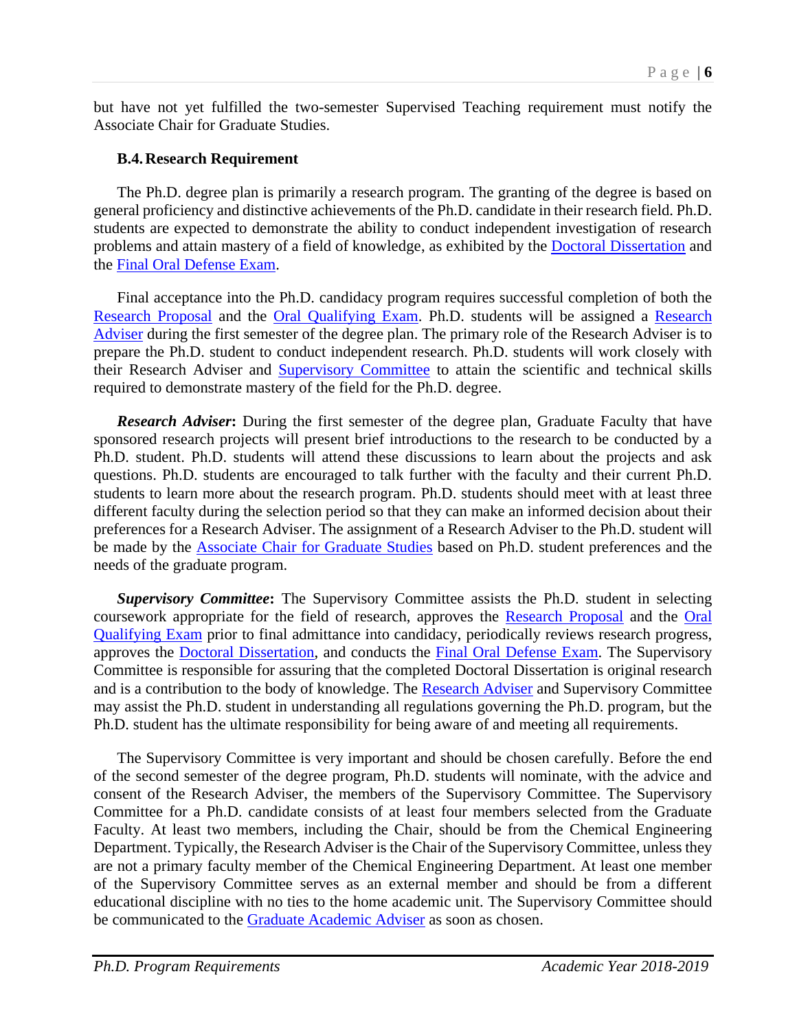but have not yet fulfilled the two-semester Supervised Teaching requirement must notify the Associate Chair for Graduate Studies.

### B.4. Research Requirement

The Ph.D. degree plan is primarily a research program. The granting of the degree is based on general proficiency and distinctive achievements of the Ph.D. candidate in their research field. Ph.D. students are expected to demonstrate the ability to conduct independent investigation of research problems and attain mastery of a field of knowledge, as exhibited by the Doctoral Dissertation and the Final Oral Defense Exam.

Final acceptance into the Ph.D. candidacy program requires successful completion of both the Research Proposal and the Oral Qualifying Exam. Ph.D. students will be assigned a Research Adviser during the first semester of the degree plan. The primary role of the Research Adviser is to prepare the Ph.D. student to conduct independent research. Ph.D. students will work closely with their Research Adviser and Supervisory Committee to attain the scientific and technical skills required to demonstrate mastery of the field for the Ph.D. degree.

***Research Adviser*:** During the first semester of the degree plan, Graduate Faculty that have sponsored research projects will present brief introductions to the research to be conducted by a Ph.D. student. Ph.D. students will attend these discussions to learn about the projects and ask questions. Ph.D. students are encouraged to talk further with the faculty and their current Ph.D. students to learn more about the research program. Ph.D. students should meet with at least three different faculty during the selection period so that they can make an informed decision about their preferences for a Research Adviser. The assignment of a Research Adviser to the Ph.D. student will be made by the Associate Chair for Graduate Studies based on Ph.D. student preferences and the needs of the graduate program.

***Supervisory Committee*:** The Supervisory Committee assists the Ph.D. student in selecting coursework appropriate for the field of research, approves the Research Proposal and the Oral Qualifying Exam prior to final admittance into candidacy, periodically reviews research progress, approves the Doctoral Dissertation, and conducts the Final Oral Defense Exam. The Supervisory Committee is responsible for assuring that the completed Doctoral Dissertation is original research and is a contribution to the body of knowledge. The Research Adviser and Supervisory Committee may assist the Ph.D. student in understanding all regulations governing the Ph.D. program, but the Ph.D. student has the ultimate responsibility for being aware of and meeting all requirements.

The Supervisory Committee is very important and should be chosen carefully. Before the end of the second semester of the degree program, Ph.D. students will nominate, with the advice and consent of the Research Adviser, the members of the Supervisory Committee. The Supervisory Committee for a Ph.D. candidate consists of at least four members selected from the Graduate Faculty. At least two members, including the Chair, should be from the Chemical Engineering Department. Typically, the Research Adviser is the Chair of the Supervisory Committee, unless they are not a primary faculty member of the Chemical Engineering Department. At least one member of the Supervisory Committee serves as an external member and should be from a different educational discipline with no ties to the home academic unit. The Supervisory Committee should be communicated to the Graduate Academic Adviser as soon as chosen.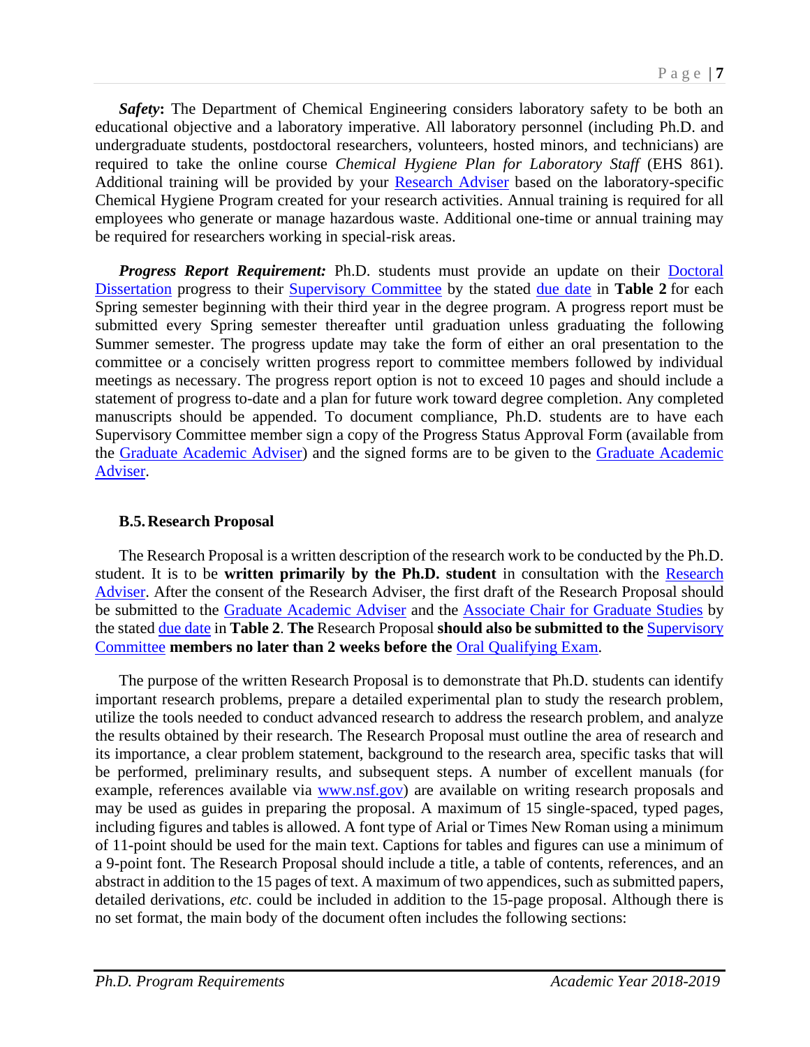***Safety*:** The Department of Chemical Engineering considers laboratory safety to be both an educational objective and a laboratory imperative. All laboratory personnel (including Ph.D. and undergraduate students, postdoctoral researchers, volunteers, hosted minors, and technicians) are required to take the online course *Chemical Hygiene Plan for Laboratory Staff* (EHS 861). Additional training will be provided by your Research Adviser based on the laboratory-specific Chemical Hygiene Program created for your research activities. Annual training is required for all employees who generate or manage hazardous waste. Additional one-time or annual training may be required for researchers working in special-risk areas.

***Progress Report Requirement:*** Ph.D. students must provide an update on their Doctoral Dissertation progress to their Supervisory Committee by the stated due date in **Table 2** for each Spring semester beginning with their third year in the degree program. A progress report must be submitted every Spring semester thereafter until graduation unless graduating the following Summer semester. The progress update may take the form of either an oral presentation to the committee or a concisely written progress report to committee members followed by individual meetings as necessary. The progress report option is not to exceed 10 pages and should include a statement of progress to-date and a plan for future work toward degree completion. Any completed manuscripts should be appended. To document compliance, Ph.D. students are to have each Supervisory Committee member sign a copy of the Progress Status Approval Form (available from the Graduate Academic Adviser) and the signed forms are to be given to the Graduate Academic Adviser.

### B.5. Research Proposal

The Research Proposal is a written description of the research work to be conducted by the Ph.D. student. It is to be **written primarily by the Ph.D. student** in consultation with the Research Adviser. After the consent of the Research Adviser, the first draft of the Research Proposal should be submitted to the Graduate Academic Adviser and the Associate Chair for Graduate Studies by the stated due date in **Table 2**. **The** Research Proposal **should also be submitted to the Supervisory Committee members no later than 2 weeks before the** Oral Qualifying Exam.

The purpose of the written Research Proposal is to demonstrate that Ph.D. students can identify important research problems, prepare a detailed experimental plan to study the research problem, utilize the tools needed to conduct advanced research to address the research problem, and analyze the results obtained by their research. The Research Proposal must outline the area of research and its importance, a clear problem statement, background to the research area, specific tasks that will be performed, preliminary results, and subsequent steps. A number of excellent manuals (for example, references available via www.nsf.gov) are available on writing research proposals and may be used as guides in preparing the proposal. A maximum of 15 single-spaced, typed pages, including figures and tables is allowed. A font type of Arial or Times New Roman using a minimum of 11-point should be used for the main text. Captions for tables and figures can use a minimum of a 9-point font. The Research Proposal should include a title, a table of contents, references, and an abstract in addition to the 15 pages of text. A maximum of two appendices, such as submitted papers, detailed derivations, *etc.* could be included in addition to the 15-page proposal. Although there is no set format, the main body of the document often includes the following sections: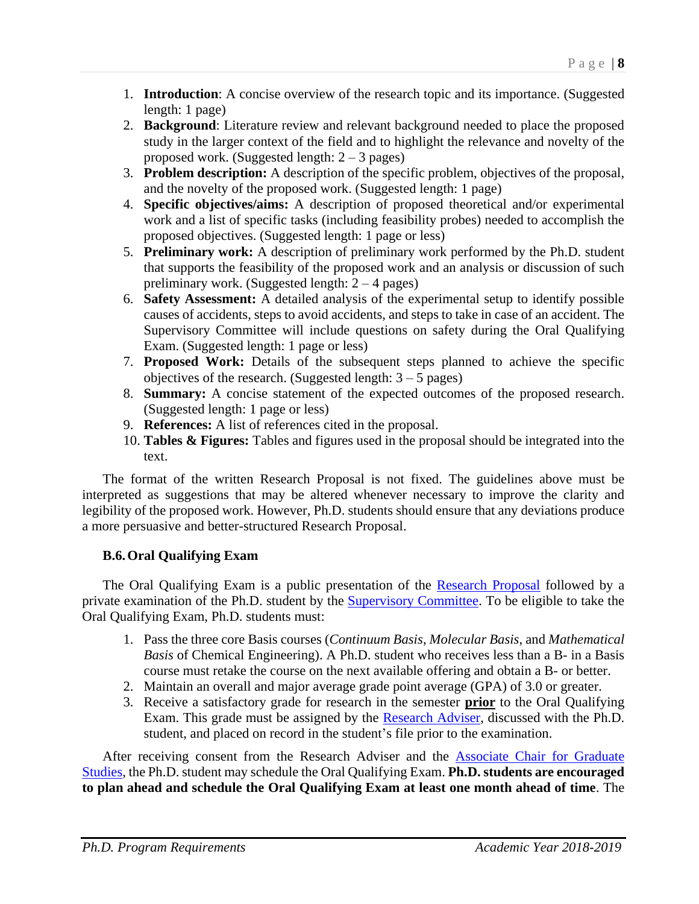1. **Introduction**: A concise overview of the research topic and its importance. (Suggested length: 1 page)
2. **Background**: Literature review and relevant background needed to place the proposed study in the larger context of the field and to highlight the relevance and novelty of the proposed work. (Suggested length: 2 – 3 pages)
3. **Problem description:** A description of the specific problem, objectives of the proposal, and the novelty of the proposed work. (Suggested length: 1 page)
4. **Specific objectives/aims:** A description of proposed theoretical and/or experimental work and a list of specific tasks (including feasibility probes) needed to accomplish the proposed objectives. (Suggested length: 1 page or less)
5. **Preliminary work:** A description of preliminary work performed by the Ph.D. student that supports the feasibility of the proposed work and an analysis or discussion of such preliminary work. (Suggested length: 2 – 4 pages)
6. **Safety Assessment:** A detailed analysis of the experimental setup to identify possible causes of accidents, steps to avoid accidents, and steps to take in case of an accident. The Supervisory Committee will include questions on safety during the Oral Qualifying Exam. (Suggested length: 1 page or less)
7. **Proposed Work:** Details of the subsequent steps planned to achieve the specific objectives of the research. (Suggested length: 3 – 5 pages)
8. **Summary:** A concise statement of the expected outcomes of the proposed research. (Suggested length: 1 page or less)
9. **References:** A list of references cited in the proposal.
10. **Tables & Figures:** Tables and figures used in the proposal should be integrated into the text.

The format of the written Research Proposal is not fixed. The guidelines above must be interpreted as suggestions that may be altered whenever necessary to improve the clarity and legibility of the proposed work. However, Ph.D. students should ensure that any deviations produce a more persuasive and better-structured Research Proposal.

### B.6. Oral Qualifying Exam

The Oral Qualifying Exam is a public presentation of the Research Proposal followed by a private examination of the Ph.D. student by the Supervisory Committee. To be eligible to take the Oral Qualifying Exam, Ph.D. students must:

1. Pass the three core Basis courses (*Continuum Basis*, *Molecular Basis*, and *Mathematical Basis* of Chemical Engineering). A Ph.D. student who receives less than a B- in a Basis course must retake the course on the next available offering and obtain a B- or better.
2. Maintain an overall and major average grade point average (GPA) of 3.0 or greater.
3. Receive a satisfactory grade for research in the semester **prior** to the Oral Qualifying Exam. This grade must be assigned by the Research Adviser, discussed with the Ph.D. student, and placed on record in the student's file prior to the examination.

After receiving consent from the Research Adviser and the Associate Chair for Graduate Studies, the Ph.D. student may schedule the Oral Qualifying Exam. **Ph.D. students are encouraged to plan ahead and schedule the Oral Qualifying Exam at least one month ahead of time**. The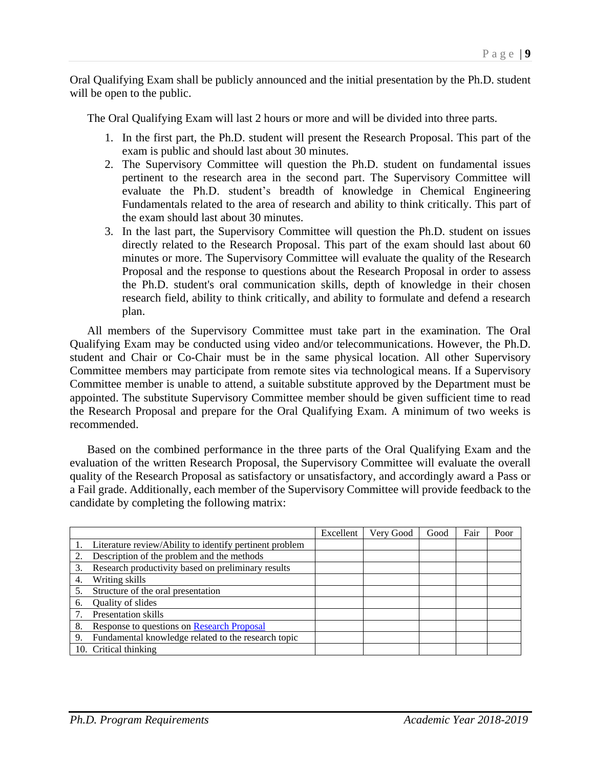Oral Qualifying Exam shall be publicly announced and the initial presentation by the Ph.D. student will be open to the public.

The Oral Qualifying Exam will last 2 hours or more and will be divided into three parts.

1. In the first part, the Ph.D. student will present the Research Proposal. This part of the exam is public and should last about 30 minutes.
2. The Supervisory Committee will question the Ph.D. student on fundamental issues pertinent to the research area in the second part. The Supervisory Committee will evaluate the Ph.D. student's breadth of knowledge in Chemical Engineering Fundamentals related to the area of research and ability to think critically. This part of the exam should last about 30 minutes.
3. In the last part, the Supervisory Committee will question the Ph.D. student on issues directly related to the Research Proposal. This part of the exam should last about 60 minutes or more. The Supervisory Committee will evaluate the quality of the Research Proposal and the response to questions about the Research Proposal in order to assess the Ph.D. student's oral communication skills, depth of knowledge in their chosen research field, ability to think critically, and ability to formulate and defend a research plan.

All members of the Supervisory Committee must take part in the examination. The Oral Qualifying Exam may be conducted using video and/or telecommunications. However, the Ph.D. student and Chair or Co-Chair must be in the same physical location. All other Supervisory Committee members may participate from remote sites via technological means. If a Supervisory Committee member is unable to attend, a suitable substitute approved by the Department must be appointed. The substitute Supervisory Committee member should be given sufficient time to read the Research Proposal and prepare for the Oral Qualifying Exam. A minimum of two weeks is recommended.

Based on the combined performance in the three parts of the Oral Qualifying Exam and the evaluation of the written Research Proposal, the Supervisory Committee will evaluate the overall quality of the Research Proposal as satisfactory or unsatisfactory, and accordingly award a Pass or a Fail grade. Additionally, each member of the Supervisory Committee will provide feedback to the candidate by completing the following matrix:

| | Excellent | Very Good | Good | Fair | Poor |
|---|---|---|---|---|---|
| 1. Literature review/Ability to identify pertinent problem | | | | | |
| 2. Description of the problem and the methods | | | | | |
| 3. Research productivity based on preliminary results | | | | | |
| 4. Writing skills | | | | | |
| 5. Structure of the oral presentation | | | | | |
| 6. Quality of slides | | | | | |
| 7. Presentation skills | | | | | |
| 8. Response to questions on Research Proposal | | | | | |
| 9. Fundamental knowledge related to the research topic | | | | | |
| 10. Critical thinking | | | | | |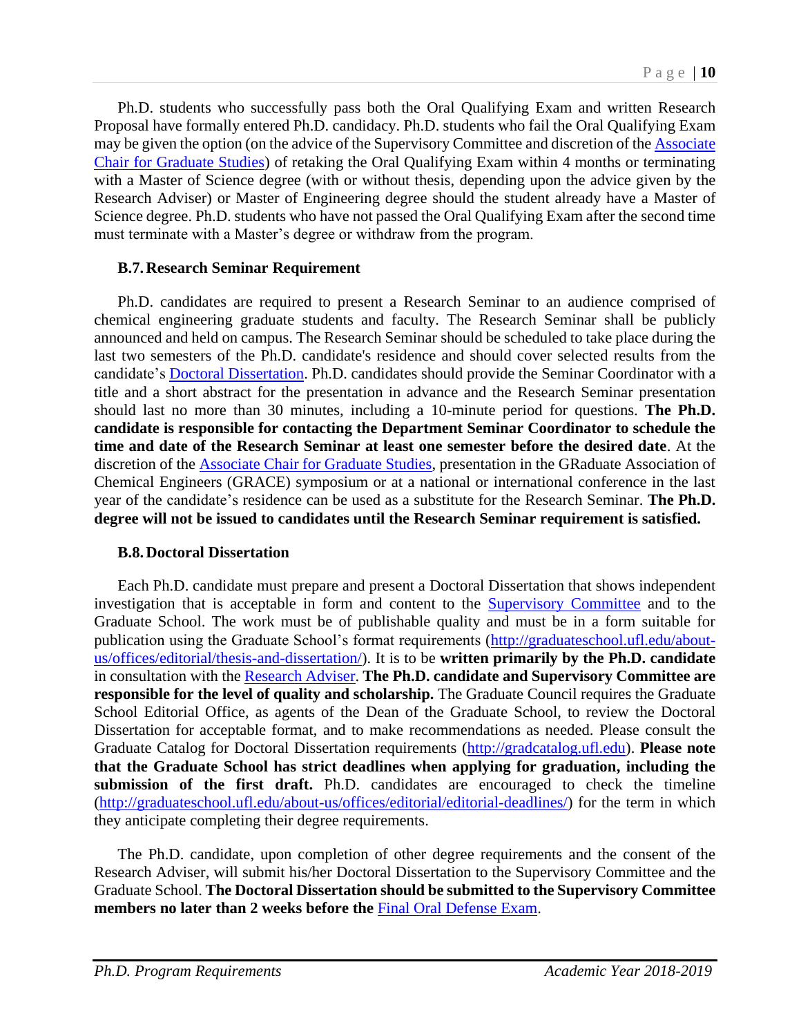Ph.D. students who successfully pass both the Oral Qualifying Exam and written Research Proposal have formally entered Ph.D. candidacy. Ph.D. students who fail the Oral Qualifying Exam may be given the option (on the advice of the Supervisory Committee and discretion of the Associate Chair for Graduate Studies) of retaking the Oral Qualifying Exam within 4 months or terminating with a Master of Science degree (with or without thesis, depending upon the advice given by the Research Adviser) or Master of Engineering degree should the student already have a Master of Science degree. Ph.D. students who have not passed the Oral Qualifying Exam after the second time must terminate with a Master's degree or withdraw from the program.

### B.7. Research Seminar Requirement

Ph.D. candidates are required to present a Research Seminar to an audience comprised of chemical engineering graduate students and faculty. The Research Seminar shall be publicly announced and held on campus. The Research Seminar should be scheduled to take place during the last two semesters of the Ph.D. candidate's residence and should cover selected results from the candidate's Doctoral Dissertation. Ph.D. candidates should provide the Seminar Coordinator with a title and a short abstract for the presentation in advance and the Research Seminar presentation should last no more than 30 minutes, including a 10-minute period for questions. **The Ph.D. candidate is responsible for contacting the Department Seminar Coordinator to schedule the time and date of the Research Seminar at least one semester before the desired date**. At the discretion of the Associate Chair for Graduate Studies, presentation in the GRaduate Association of Chemical Engineers (GRACE) symposium or at a national or international conference in the last year of the candidate's residence can be used as a substitute for the Research Seminar. **The Ph.D. degree will not be issued to candidates until the Research Seminar requirement is satisfied.**

### B.8. Doctoral Dissertation

Each Ph.D. candidate must prepare and present a Doctoral Dissertation that shows independent investigation that is acceptable in form and content to the Supervisory Committee and to the Graduate School. The work must be of publishable quality and must be in a form suitable for publication using the Graduate School's format requirements (http://graduateschool.ufl.edu/about-us/offices/editorial/thesis-and-dissertation/). It is to be **written primarily by the Ph.D. candidate** in consultation with the Research Adviser. **The Ph.D. candidate and Supervisory Committee are responsible for the level of quality and scholarship.** The Graduate Council requires the Graduate School Editorial Office, as agents of the Dean of the Graduate School, to review the Doctoral Dissertation for acceptable format, and to make recommendations as needed. Please consult the Graduate Catalog for Doctoral Dissertation requirements (http://gradcatalog.ufl.edu). **Please note that the Graduate School has strict deadlines when applying for graduation, including the submission of the first draft.** Ph.D. candidates are encouraged to check the timeline (http://graduateschool.ufl.edu/about-us/offices/editorial/editorial-deadlines/) for the term in which they anticipate completing their degree requirements.

The Ph.D. candidate, upon completion of other degree requirements and the consent of the Research Adviser, will submit his/her Doctoral Dissertation to the Supervisory Committee and the Graduate School. **The Doctoral Dissertation should be submitted to the Supervisory Committee members no later than 2 weeks before the** Final Oral Defense Exam.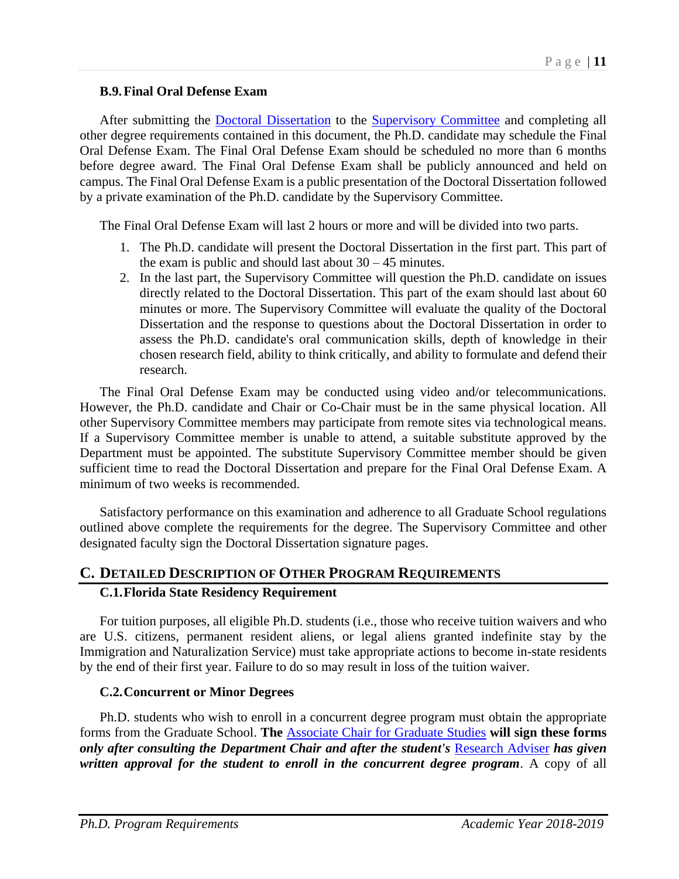### B.9. Final Oral Defense Exam

After submitting the Doctoral Dissertation to the Supervisory Committee and completing all other degree requirements contained in this document, the Ph.D. candidate may schedule the Final Oral Defense Exam. The Final Oral Defense Exam should be scheduled no more than 6 months before degree award. The Final Oral Defense Exam shall be publicly announced and held on campus. The Final Oral Defense Exam is a public presentation of the Doctoral Dissertation followed by a private examination of the Ph.D. candidate by the Supervisory Committee.

The Final Oral Defense Exam will last 2 hours or more and will be divided into two parts.

1. The Ph.D. candidate will present the Doctoral Dissertation in the first part. This part of the exam is public and should last about 30 – 45 minutes.
2. In the last part, the Supervisory Committee will question the Ph.D. candidate on issues directly related to the Doctoral Dissertation. This part of the exam should last about 60 minutes or more. The Supervisory Committee will evaluate the quality of the Doctoral Dissertation and the response to questions about the Doctoral Dissertation in order to assess the Ph.D. candidate's oral communication skills, depth of knowledge in their chosen research field, ability to think critically, and ability to formulate and defend their research.

The Final Oral Defense Exam may be conducted using video and/or telecommunications. However, the Ph.D. candidate and Chair or Co-Chair must be in the same physical location. All other Supervisory Committee members may participate from remote sites via technological means. If a Supervisory Committee member is unable to attend, a suitable substitute approved by the Department must be appointed. The substitute Supervisory Committee member should be given sufficient time to read the Doctoral Dissertation and prepare for the Final Oral Defense Exam. A minimum of two weeks is recommended.

Satisfactory performance on this examination and adherence to all Graduate School regulations outlined above complete the requirements for the degree. The Supervisory Committee and other designated faculty sign the Doctoral Dissertation signature pages.

## C. Detailed Description of Other Program Requirements

### C.1. Florida State Residency Requirement

For tuition purposes, all eligible Ph.D. students (i.e., those who receive tuition waivers and who are U.S. citizens, permanent resident aliens, or legal aliens granted indefinite stay by the Immigration and Naturalization Service) must take appropriate actions to become in-state residents by the end of their first year. Failure to do so may result in loss of the tuition waiver.

### C.2. Concurrent or Minor Degrees

Ph.D. students who wish to enroll in a concurrent degree program must obtain the appropriate forms from the Graduate School. **The** Associate Chair for Graduate Studies **will sign these forms *only after consulting the Department Chair and after the student's*** Research Adviser ***has given written approval for the student to enroll in the concurrent degree program***. A copy of all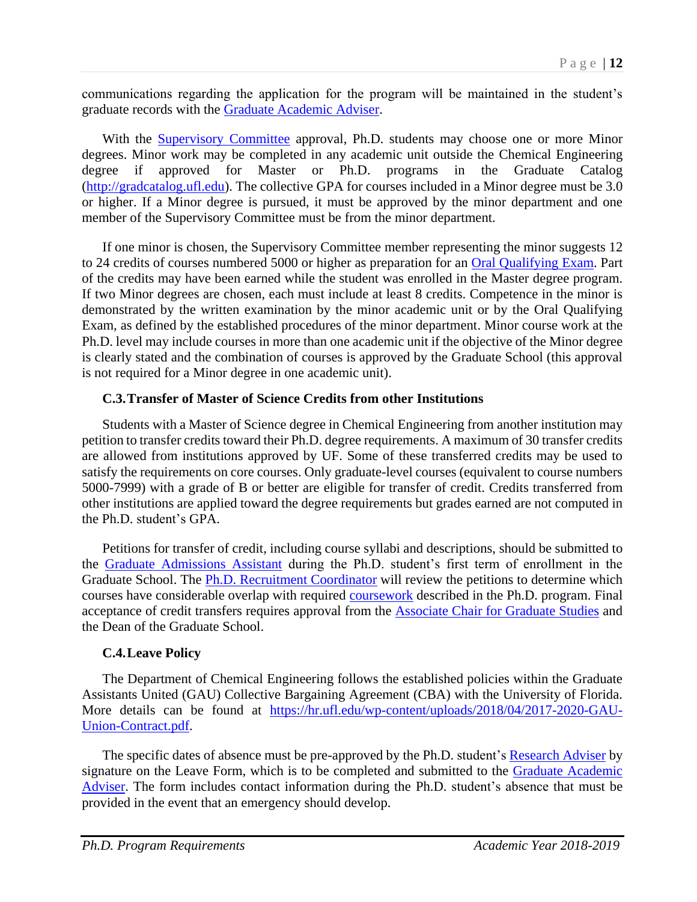communications regarding the application for the program will be maintained in the student's graduate records with the [Graduate Academic Adviser](#).

With the [Supervisory Committee](#) approval, Ph.D. students may choose one or more Minor degrees. Minor work may be completed in any academic unit outside the Chemical Engineering degree if approved for Master or Ph.D. programs in the Graduate Catalog ([http://gradcatalog.ufl.edu](http://gradcatalog.ufl.edu)). The collective GPA for courses included in a Minor degree must be 3.0 or higher. If a Minor degree is pursued, it must be approved by the minor department and one member of the Supervisory Committee must be from the minor department.

If one minor is chosen, the Supervisory Committee member representing the minor suggests 12 to 24 credits of courses numbered 5000 or higher as preparation for an [Oral Qualifying Exam](#). Part of the credits may have been earned while the student was enrolled in the Master degree program. If two Minor degrees are chosen, each must include at least 8 credits. Competence in the minor is demonstrated by the written examination by the minor academic unit or by the Oral Qualifying Exam, as defined by the established procedures of the minor department. Minor course work at the Ph.D. level may include courses in more than one academic unit if the objective of the Minor degree is clearly stated and the combination of courses is approved by the Graduate School (this approval is not required for a Minor degree in one academic unit).

### C.3. Transfer of Master of Science Credits from other Institutions

Students with a Master of Science degree in Chemical Engineering from another institution may petition to transfer credits toward their Ph.D. degree requirements. A maximum of 30 transfer credits are allowed from institutions approved by UF. Some of these transferred credits may be used to satisfy the requirements on core courses. Only graduate-level courses (equivalent to course numbers 5000-7999) with a grade of B or better are eligible for transfer of credit. Credits transferred from other institutions are applied toward the degree requirements but grades earned are not computed in the Ph.D. student's GPA.

Petitions for transfer of credit, including course syllabi and descriptions, should be submitted to the [Graduate Admissions Assistant](#) during the Ph.D. student's first term of enrollment in the Graduate School. The [Ph.D. Recruitment Coordinator](#) will review the petitions to determine which courses have considerable overlap with required [coursework](#) described in the Ph.D. program. Final acceptance of credit transfers requires approval from the [Associate Chair for Graduate Studies](#) and the Dean of the Graduate School.

### C.4. Leave Policy

The Department of Chemical Engineering follows the established policies within the Graduate Assistants United (GAU) Collective Bargaining Agreement (CBA) with the University of Florida. More details can be found at [https://hr.ufl.edu/wp-content/uploads/2018/04/2017-2020-GAU-Union-Contract.pdf](https://hr.ufl.edu/wp-content/uploads/2018/04/2017-2020-GAU-Union-Contract.pdf).

The specific dates of absence must be pre-approved by the Ph.D. student's [Research Adviser](#) by signature on the Leave Form, which is to be completed and submitted to the [Graduate Academic Adviser](#). The form includes contact information during the Ph.D. student's absence that must be provided in the event that an emergency should develop.